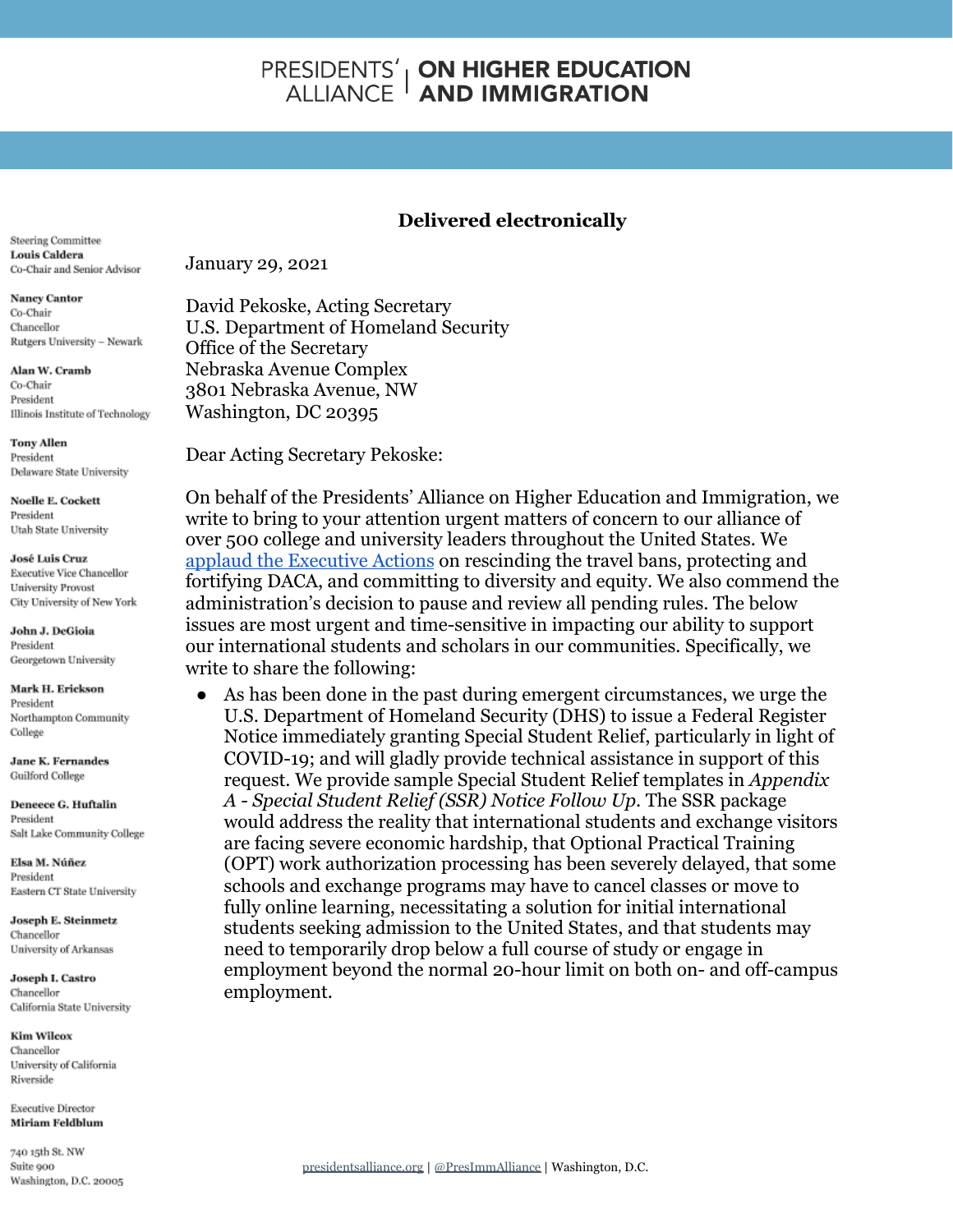# PRESIDENTS' ALLIANCE | ON HIGHER EDUCATION AND IMMIGRATION

Steering Committee
**Louis Caldera**
Co-Chair and Senior Advisor

**Nancy Cantor**
Co-Chair
Chancellor
Rutgers University – Newark

**Alan W. Cramb**
Co-Chair
President
Illinois Institute of Technology

**Tony Allen**
President
Delaware State University

**Noelle E. Cockett**
President
Utah State University

**José Luis Cruz**
Executive Vice Chancellor
University Provost
City University of New York

**John J. DeGioia**
President
Georgetown University

**Mark H. Erickson**
President
Northampton Community College

**Jane K. Fernandes**
Guilford College

**Deneece G. Huftalin**
President
Salt Lake Community College

**Elsa M. Núñez**
President
Eastern CT State University

**Joseph E. Steinmetz**
Chancellor
University of Arkansas

**Joseph I. Castro**
Chancellor
California State University

**Kim Wilcox**
Chancellor
University of California Riverside

Executive Director
**Miriam Feldblum**

740 15th St. NW
Suite 900
Washington, D.C. 20005

**Delivered electronically**

January 29, 2021

David Pekoske, Acting Secretary
U.S. Department of Homeland Security
Office of the Secretary
Nebraska Avenue Complex
3801 Nebraska Avenue, NW
Washington, DC 20395

Dear Acting Secretary Pekoske:

On behalf of the Presidents' Alliance on Higher Education and Immigration, we write to bring to your attention urgent matters of concern to our alliance of over 500 college and university leaders throughout the United States. We applaud the Executive Actions on rescinding the travel bans, protecting and fortifying DACA, and committing to diversity and equity. We also commend the administration's decision to pause and review all pending rules. The below issues are most urgent and time-sensitive in impacting our ability to support our international students and scholars in our communities. Specifically, we write to share the following:

- As has been done in the past during emergent circumstances, we urge the U.S. Department of Homeland Security (DHS) to issue a Federal Register Notice immediately granting Special Student Relief, particularly in light of COVID-19; and will gladly provide technical assistance in support of this request. We provide sample Special Student Relief templates in *Appendix A - Special Student Relief (SSR) Notice Follow Up*. The SSR package would address the reality that international students and exchange visitors are facing severe economic hardship, that Optional Practical Training (OPT) work authorization processing has been severely delayed, that some schools and exchange programs may have to cancel classes or move to fully online learning, necessitating a solution for initial international students seeking admission to the United States, and that students may need to temporarily drop below a full course of study or engage in employment beyond the normal 20-hour limit on both on- and off-campus employment.

presidentsalliance.org | @PresImmAlliance | Washington, D.C.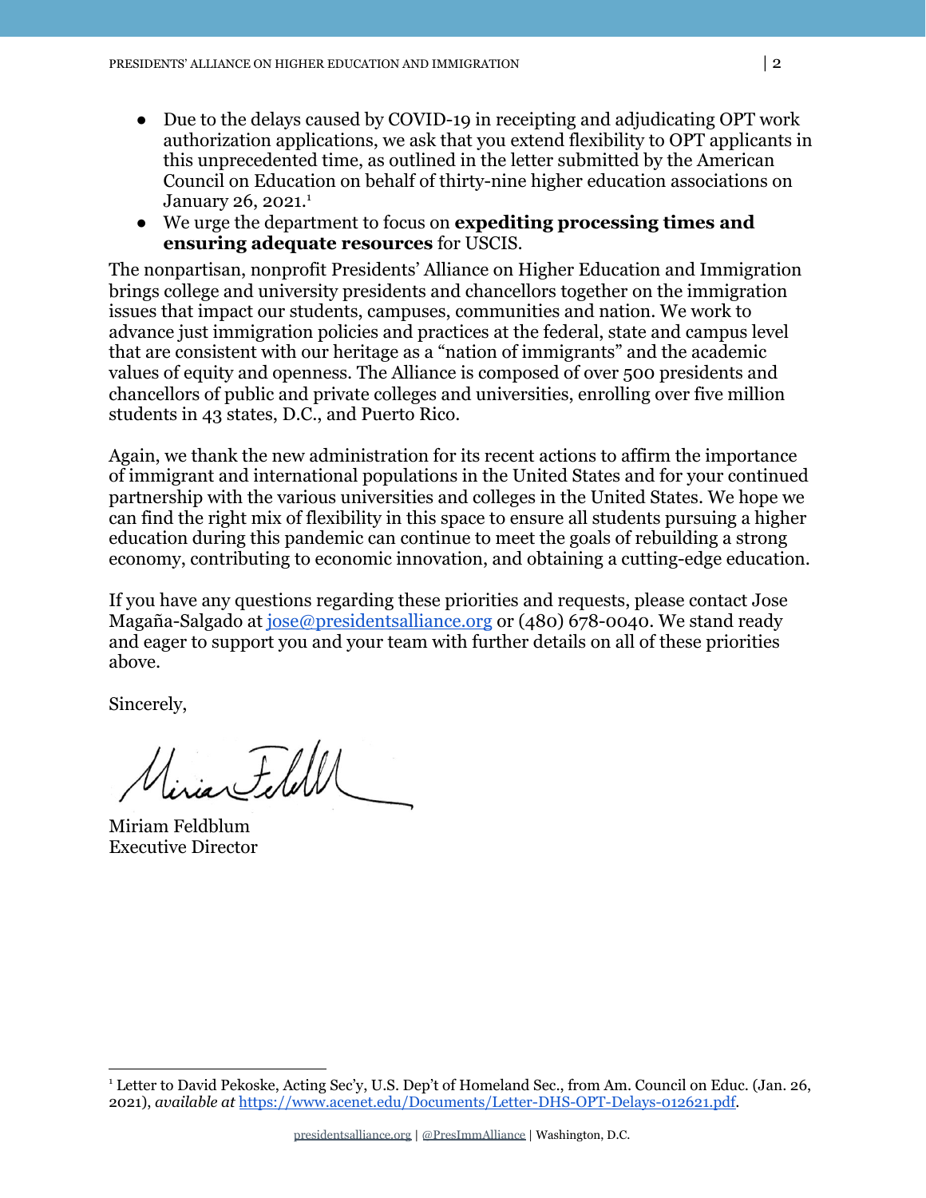- Due to the delays caused by COVID-19 in receipting and adjudicating OPT work authorization applications, we ask that you extend flexibility to OPT applicants in this unprecedented time, as outlined in the letter submitted by the American Council on Education on behalf of thirty-nine higher education associations on January 26, 2021.[1]
- We urge the department to focus on **expediting processing times and ensuring adequate resources** for USCIS.

The nonpartisan, nonprofit Presidents' Alliance on Higher Education and Immigration brings college and university presidents and chancellors together on the immigration issues that impact our students, campuses, communities and nation. We work to advance just immigration policies and practices at the federal, state and campus level that are consistent with our heritage as a "nation of immigrants" and the academic values of equity and openness. The Alliance is composed of over 500 presidents and chancellors of public and private colleges and universities, enrolling over five million students in 43 states, D.C., and Puerto Rico.

Again, we thank the new administration for its recent actions to affirm the importance of immigrant and international populations in the United States and for your continued partnership with the various universities and colleges in the United States. We hope we can find the right mix of flexibility in this space to ensure all students pursuing a higher education during this pandemic can continue to meet the goals of rebuilding a strong economy, contributing to economic innovation, and obtaining a cutting-edge education.

If you have any questions regarding these priorities and requests, please contact Jose Magaña-Salgado at jose@presidentsalliance.org or (480) 678-0040. We stand ready and eager to support you and your team with further details on all of these priorities above.

Sincerely,

Miriam Feldblum
Executive Director

---

[1] Letter to David Pekoske, Acting Sec'y, U.S. Dep't of Homeland Sec., from Am. Council on Educ. (Jan. 26, 2021), *available at* https://www.acenet.edu/Documents/Letter-DHS-OPT-Delays-012621.pdf.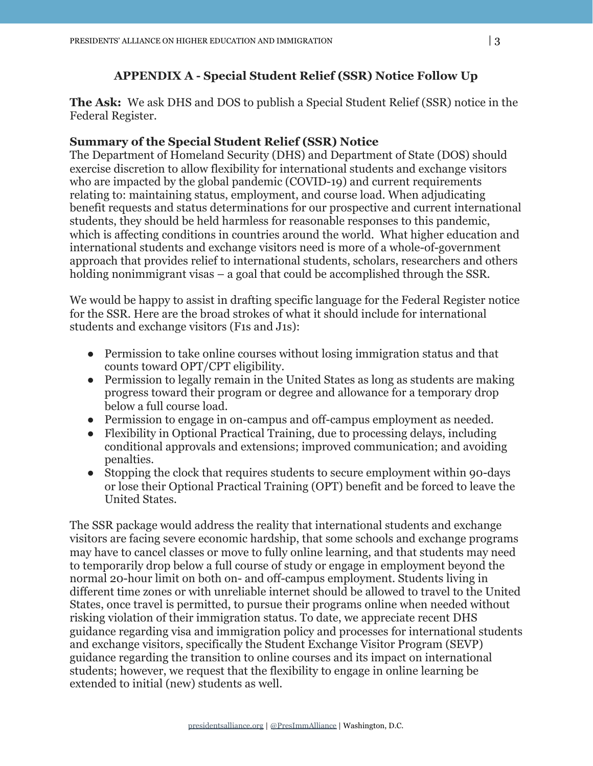## APPENDIX A - Special Student Relief (SSR) Notice Follow Up

**The Ask:** We ask DHS and DOS to publish a Special Student Relief (SSR) notice in the Federal Register.

**Summary of the Special Student Relief (SSR) Notice**

The Department of Homeland Security (DHS) and Department of State (DOS) should exercise discretion to allow flexibility for international students and exchange visitors who are impacted by the global pandemic (COVID-19) and current requirements relating to: maintaining status, employment, and course load. When adjudicating benefit requests and status determinations for our prospective and current international students, they should be held harmless for reasonable responses to this pandemic, which is affecting conditions in countries around the world. What higher education and international students and exchange visitors need is more of a whole-of-government approach that provides relief to international students, scholars, researchers and others holding nonimmigrant visas – a goal that could be accomplished through the SSR.

We would be happy to assist in drafting specific language for the Federal Register notice for the SSR. Here are the broad strokes of what it should include for international students and exchange visitors (F1s and J1s):

- Permission to take online courses without losing immigration status and that counts toward OPT/CPT eligibility.
- Permission to legally remain in the United States as long as students are making progress toward their program or degree and allowance for a temporary drop below a full course load.
- Permission to engage in on-campus and off-campus employment as needed.
- Flexibility in Optional Practical Training, due to processing delays, including conditional approvals and extensions; improved communication; and avoiding penalties.
- Stopping the clock that requires students to secure employment within 90-days or lose their Optional Practical Training (OPT) benefit and be forced to leave the United States.

The SSR package would address the reality that international students and exchange visitors are facing severe economic hardship, that some schools and exchange programs may have to cancel classes or move to fully online learning, and that students may need to temporarily drop below a full course of study or engage in employment beyond the normal 20-hour limit on both on- and off-campus employment. Students living in different time zones or with unreliable internet should be allowed to travel to the United States, once travel is permitted, to pursue their programs online when needed without risking violation of their immigration status. To date, we appreciate recent DHS guidance regarding visa and immigration policy and processes for international students and exchange visitors, specifically the Student Exchange Visitor Program (SEVP) guidance regarding the transition to online courses and its impact on international students; however, we request that the flexibility to engage in online learning be extended to initial (new) students as well.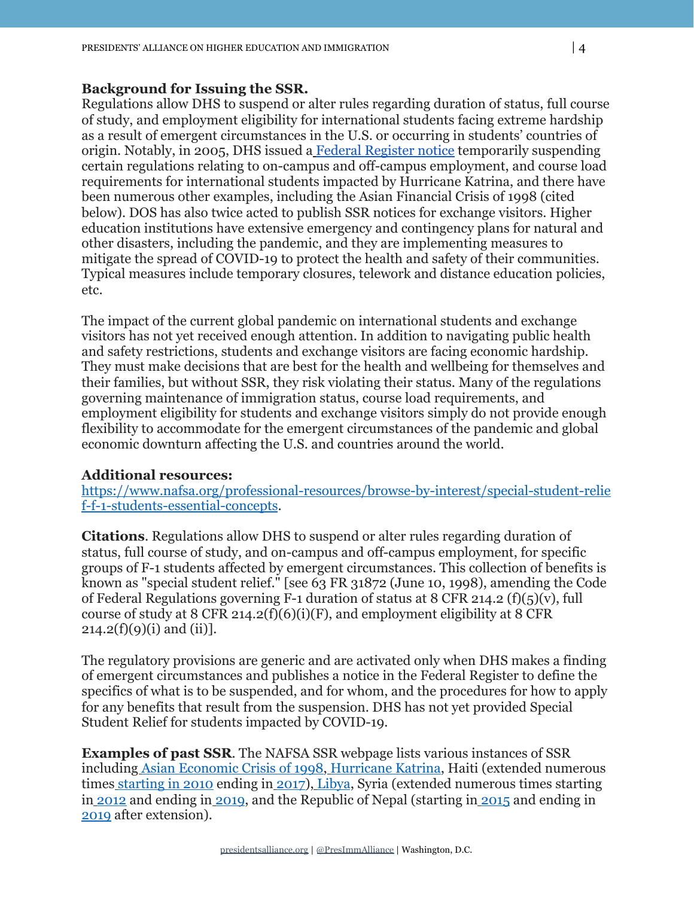**Background for Issuing the SSR.**
Regulations allow DHS to suspend or alter rules regarding duration of status, full course of study, and employment eligibility for international students facing extreme hardship as a result of emergent circumstances in the U.S. or occurring in students' countries of origin. Notably, in 2005, DHS issued a Federal Register notice temporarily suspending certain regulations relating to on-campus and off-campus employment, and course load requirements for international students impacted by Hurricane Katrina, and there have been numerous other examples, including the Asian Financial Crisis of 1998 (cited below). DOS has also twice acted to publish SSR notices for exchange visitors. Higher education institutions have extensive emergency and contingency plans for natural and other disasters, including the pandemic, and they are implementing measures to mitigate the spread of COVID-19 to protect the health and safety of their communities. Typical measures include temporary closures, telework and distance education policies, etc.

The impact of the current global pandemic on international students and exchange visitors has not yet received enough attention. In addition to navigating public health and safety restrictions, students and exchange visitors are facing economic hardship. They must make decisions that are best for the health and wellbeing for themselves and their families, but without SSR, they risk violating their status. Many of the regulations governing maintenance of immigration status, course load requirements, and employment eligibility for students and exchange visitors simply do not provide enough flexibility to accommodate for the emergent circumstances of the pandemic and global economic downturn affecting the U.S. and countries around the world.

**Additional resources:**
https://www.nafsa.org/professional-resources/browse-by-interest/special-student-relief-f-1-students-essential-concepts.

**Citations**. Regulations allow DHS to suspend or alter rules regarding duration of status, full course of study, and on-campus and off-campus employment, for specific groups of F-1 students affected by emergent circumstances. This collection of benefits is known as "special student relief." [see 63 FR 31872 (June 10, 1998), amending the Code of Federal Regulations governing F-1 duration of status at 8 CFR 214.2 (f)(5)(v), full course of study at 8 CFR 214.2(f)(6)(i)(F), and employment eligibility at 8 CFR 214.2(f)(9)(i) and (ii)].

The regulatory provisions are generic and are activated only when DHS makes a finding of emergent circumstances and publishes a notice in the Federal Register to define the specifics of what is to be suspended, and for whom, and the procedures for how to apply for any benefits that result from the suspension. DHS has not yet provided Special Student Relief for students impacted by COVID-19.

**Examples of past SSR**. The NAFSA SSR webpage lists various instances of SSR including Asian Economic Crisis of 1998, Hurricane Katrina, Haiti (extended numerous times starting in 2010 ending in 2017), Libya, Syria (extended numerous times starting in 2012 and ending in 2019, and the Republic of Nepal (starting in 2015 and ending in 2019 after extension).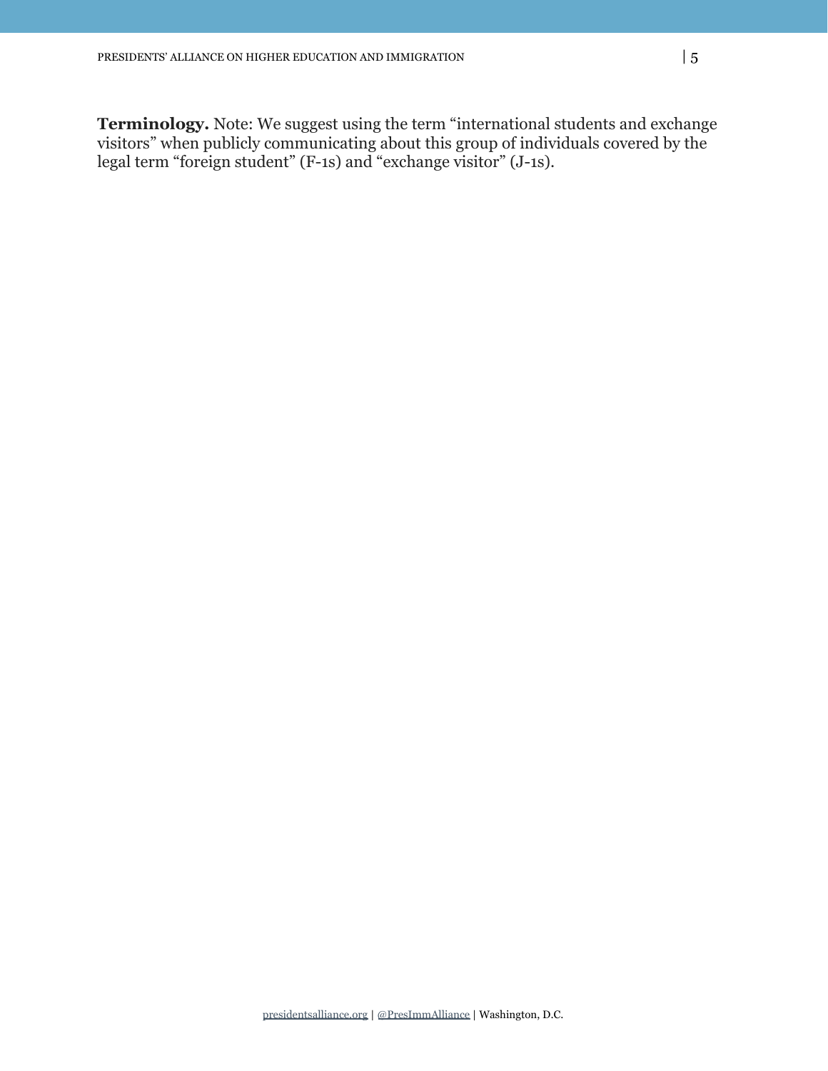**Terminology.** Note: We suggest using the term "international students and exchange visitors" when publicly communicating about this group of individuals covered by the legal term "foreign student" (F-1s) and "exchange visitor" (J-1s).